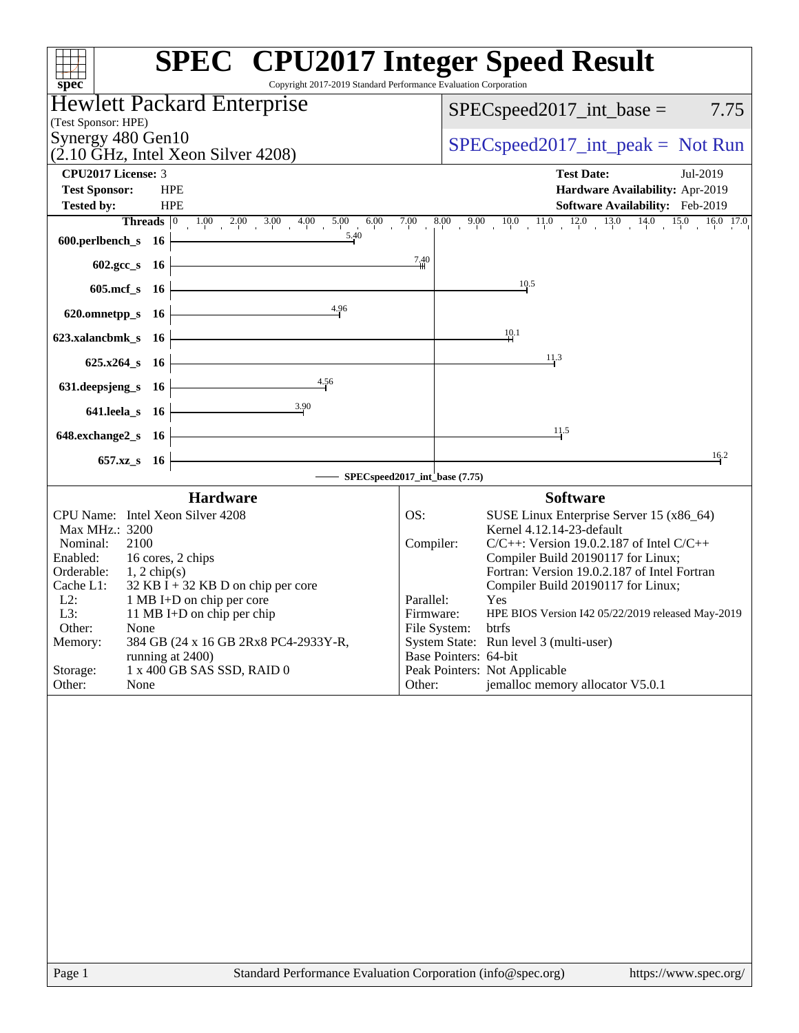# SPEC CPU2017 Integer Speed Result

Copyright 2017-2019 Standard Performance Evaluation Corporation

**Hewlett Packard Enterprise**
(Test Sponsor: HPE)

Synergy 480 Gen10
(2.10 GHz, Intel Xeon Silver 4208)

SPECspeed2017_int_base = 7.75

SPECspeed2017_int_peak = Not Run

| | | | |
|---|---|---|---|
| **CPU2017 License:** | 3 | **Test Date:** | Jul-2019 |
| **Test Sponsor:** | HPE | **Hardware Availability:** | Apr-2019 |
| **Tested by:** | HPE | **Software Availability:** | Feb-2019 |

| Benchmark | Threads | Base Ratio |
|---|---|---|
| 600.perlbench_s | 16 | 5.40 |
| 602.gcc_s | 16 | 7.40 |
| 605.mcf_s | 16 | 10.5 |
| 620.omnetpp_s | 16 | 4.96 |
| 623.xalancbmk_s | 16 | 10.1 |
| 625.x264_s | 16 | 11.3 |
| 631.deepsjeng_s | 16 | 4.56 |
| 641.leela_s | 16 | 3.90 |
| 648.exchange2_s | 16 | 11.5 |
| 657.xz_s | 16 | 16.2 |

SPECspeed2017_int_base (7.75)

## Hardware

| | |
|---|---|
| CPU Name: | Intel Xeon Silver 4208 |
| Max MHz.: | 3200 |
| Nominal: | 2100 |
| Enabled: | 16 cores, 2 chips |
| Orderable: | 1, 2 chip(s) |
| Cache L1: | 32 KB I + 32 KB D on chip per core |
| L2: | 1 MB I+D on chip per core |
| L3: | 11 MB I+D on chip per chip |
| Other: | None |
| Memory: | 384 GB (24 x 16 GB 2Rx8 PC4-2933Y-R, running at 2400) |
| Storage: | 1 x 400 GB SAS SSD, RAID 0 |
| Other: | None |

## Software

| | |
|---|---|
| OS: | SUSE Linux Enterprise Server 15 (x86_64) Kernel 4.12.14-23-default |
| Compiler: | C/C++: Version 19.0.2.187 of Intel C/C++ Compiler Build 20190117 for Linux; Fortran: Version 19.0.2.187 of Intel Fortran Compiler Build 20190117 for Linux; |
| Parallel: | Yes |
| Firmware: | HPE BIOS Version I42 05/22/2019 released May-2019 |
| File System: | btrfs |
| System State: | Run level 3 (multi-user) |
| Base Pointers: | 64-bit |
| Peak Pointers: | Not Applicable |
| Other: | jemalloc memory allocator V5.0.1 |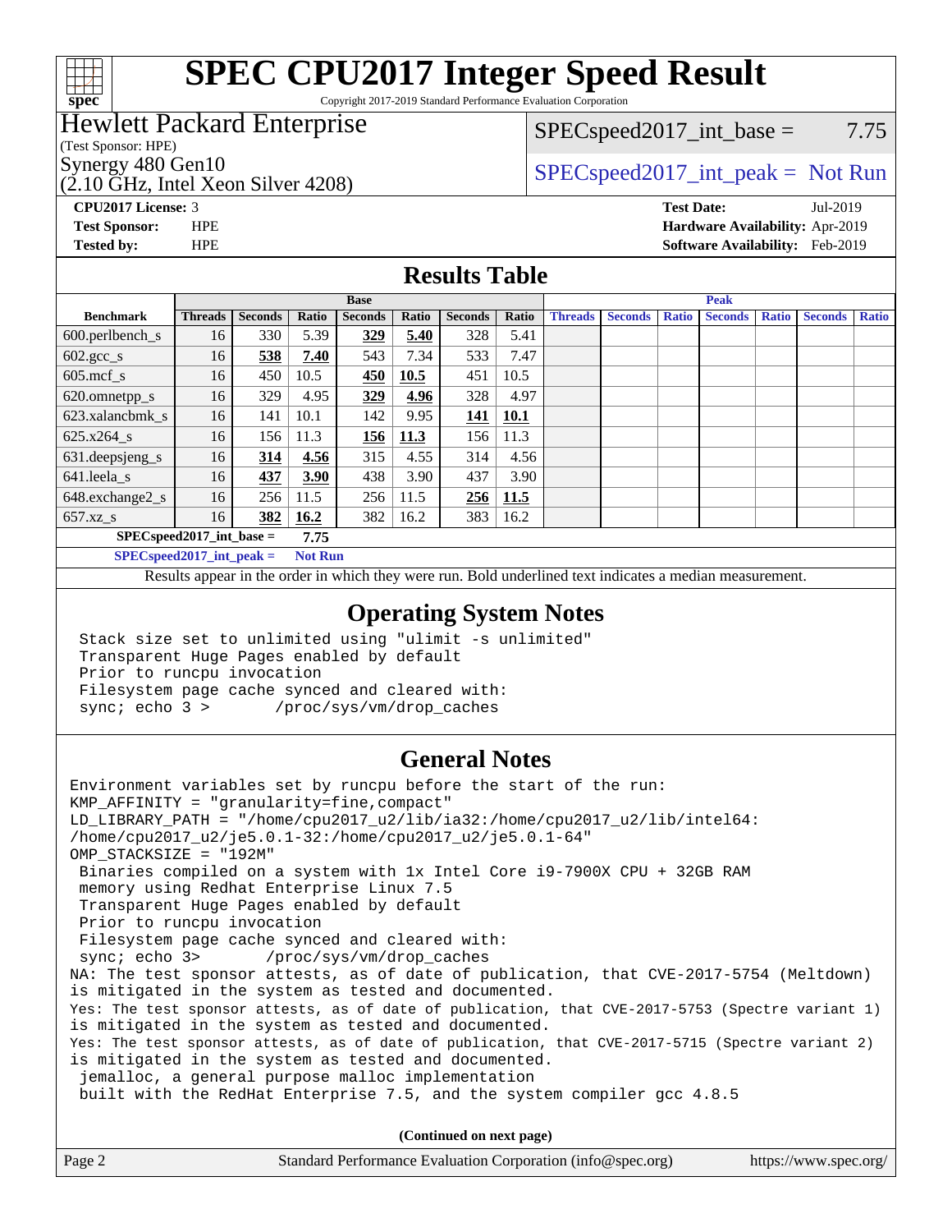# SPEC CPU2017 Integer Speed Result

Copyright 2017-2019 Standard Performance Evaluation Corporation

## Hewlett Packard Enterprise

(Test Sponsor: HPE)

Synergy 480 Gen10

(2.10 GHz, Intel Xeon Silver 4208)

SPECspeed2017_int_base = 7.75

SPECspeed2017_int_peak = Not Run

**CPU2017 License:** 3
**Test Sponsor:** HPE
**Tested by:** HPE

**Test Date:** Jul-2019
**Hardware Availability:** Apr-2019
**Software Availability:** Feb-2019

## Results Table

| Benchmark | Base | | | | | | | Peak | | | | | | |
|---|---|---|---|---|---|---|---|---|---|---|---|---|---|---|
| | Threads | Seconds | Ratio | Seconds | Ratio | Seconds | Ratio | Threads | Seconds | Ratio | Seconds | Ratio | Seconds | Ratio |
| 600.perlbench_s | 16 | 330 | 5.39 | **329** | **5.40** | 328 | 5.41 | | | | | | | |
| 602.gcc_s | 16 | **538** | **7.40** | 543 | 7.34 | 533 | 7.47 | | | | | | | |
| 605.mcf_s | 16 | 450 | 10.5 | **450** | **10.5** | 451 | 10.5 | | | | | | | |
| 620.omnetpp_s | 16 | 329 | 4.95 | **329** | **4.96** | 328 | 4.97 | | | | | | | |
| 623.xalancbmk_s | 16 | 141 | 10.1 | 142 | 9.95 | **141** | **10.1** | | | | | | | |
| 625.x264_s | 16 | 156 | 11.3 | **156** | **11.3** | 156 | 11.3 | | | | | | | |
| 631.deepsjeng_s | 16 | **314** | **4.56** | 315 | 4.55 | 314 | 4.56 | | | | | | | |
| 641.leela_s | 16 | **437** | **3.90** | 438 | 3.90 | 437 | 3.90 | | | | | | | |
| 648.exchange2_s | 16 | 256 | 11.5 | 256 | 11.5 | **256** | **11.5** | | | | | | | |
| 657.xz_s | 16 | **382** | **16.2** | 382 | 16.2 | 383 | 16.2 | | | | | | | |

**SPECspeed2017_int_base = 7.75**

**SPECspeed2017_int_peak = Not Run**

Results appear in the order in which they were run. Bold underlined text indicates a median measurement.

## Operating System Notes

```
Stack size set to unlimited using "ulimit -s unlimited"
Transparent Huge Pages enabled by default
Prior to runcpu invocation
Filesystem page cache synced and cleared with:
sync; echo 3 >       /proc/sys/vm/drop_caches
```

## General Notes

```
Environment variables set by runcpu before the start of the run:
KMP_AFFINITY = "granularity=fine,compact"
LD_LIBRARY_PATH = "/home/cpu2017_u2/lib/ia32:/home/cpu2017_u2/lib/intel64:
/home/cpu2017_u2/je5.0.1-32:/home/cpu2017_u2/je5.0.1-64"
OMP_STACKSIZE = "192M"
 Binaries compiled on a system with 1x Intel Core i9-7900X CPU + 32GB RAM
 memory using Redhat Enterprise Linux 7.5
 Transparent Huge Pages enabled by default
 Prior to runcpu invocation
 Filesystem page cache synced and cleared with:
 sync; echo 3>       /proc/sys/vm/drop_caches
NA: The test sponsor attests, as of date of publication, that CVE-2017-5754 (Meltdown)
is mitigated in the system as tested and documented.
Yes: The test sponsor attests, as of date of publication, that CVE-2017-5753 (Spectre variant 1)
is mitigated in the system as tested and documented.
Yes: The test sponsor attests, as of date of publication, that CVE-2017-5715 (Spectre variant 2)
is mitigated in the system as tested and documented.
 jemalloc, a general purpose malloc implementation
 built with the RedHat Enterprise 7.5, and the system compiler gcc 4.8.5
```

(Continued on next page)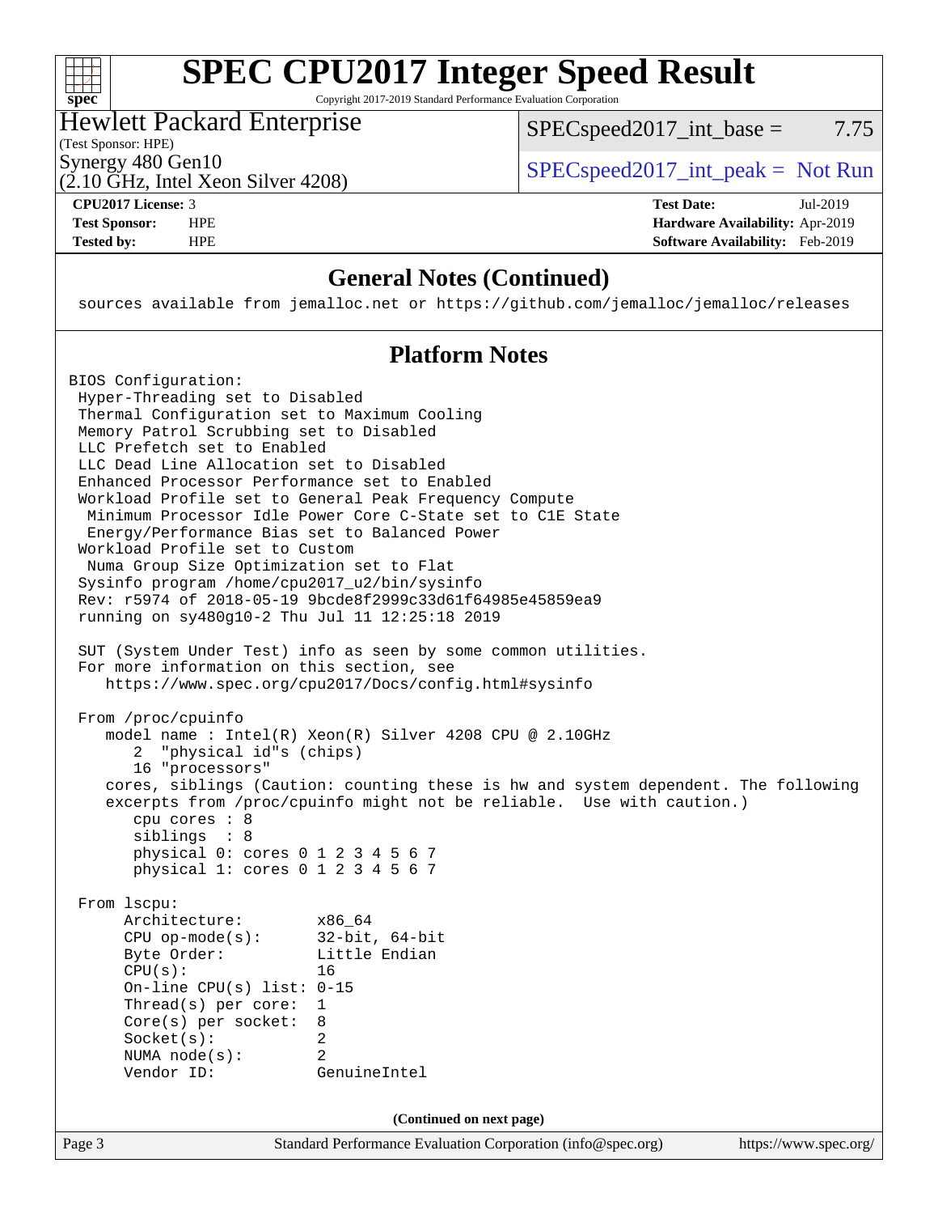# SPEC CPU2017 Integer Speed Result

Copyright 2017-2019 Standard Performance Evaluation Corporation

**Hewlett Packard Enterprise**
(Test Sponsor: HPE)
Synergy 480 Gen10
(2.10 GHz, Intel Xeon Silver 4208)

SPECspeed2017_int_base = 7.75

SPECspeed2017_int_peak = Not Run

| | | | |
|---|---|---|---|
| **CPU2017 License:** | 3 | **Test Date:** | Jul-2019 |
| **Test Sponsor:** | HPE | **Hardware Availability:** | Apr-2019 |
| **Tested by:** | HPE | **Software Availability:** | Feb-2019 |

## General Notes (Continued)

```
sources available from jemalloc.net or https://github.com/jemalloc/jemalloc/releases
```

## Platform Notes

```
BIOS Configuration:
 Hyper-Threading set to Disabled
 Thermal Configuration set to Maximum Cooling
 Memory Patrol Scrubbing set to Disabled
 LLC Prefetch set to Enabled
 LLC Dead Line Allocation set to Disabled
 Enhanced Processor Performance set to Enabled
 Workload Profile set to General Peak Frequency Compute
  Minimum Processor Idle Power Core C-State set to C1E State
  Energy/Performance Bias set to Balanced Power
 Workload Profile set to Custom
  Numa Group Size Optimization set to Flat
 Sysinfo program /home/cpu2017_u2/bin/sysinfo
 Rev: r5974 of 2018-05-19 9bcde8f2999c33d61f64985e45859ea9
 running on sy480g10-2 Thu Jul 11 12:25:18 2019

 SUT (System Under Test) info as seen by some common utilities.
 For more information on this section, see
    https://www.spec.org/cpu2017/Docs/config.html#sysinfo

 From /proc/cpuinfo
    model name : Intel(R) Xeon(R) Silver 4208 CPU @ 2.10GHz
       2  "physical id"s (chips)
       16 "processors"
    cores, siblings (Caution: counting these is hw and system dependent. The following
    excerpts from /proc/cpuinfo might not be reliable.  Use with caution.)
       cpu cores : 8
       siblings  : 8
       physical 0: cores 0 1 2 3 4 5 6 7
       physical 1: cores 0 1 2 3 4 5 6 7

 From lscpu:
      Architecture:        x86_64
      CPU op-mode(s):      32-bit, 64-bit
      Byte Order:          Little Endian
      CPU(s):              16
      On-line CPU(s) list: 0-15
      Thread(s) per core:  1
      Core(s) per socket:  8
      Socket(s):           2
      NUMA node(s):        2
      Vendor ID:           GenuineIntel
```

(Continued on next page)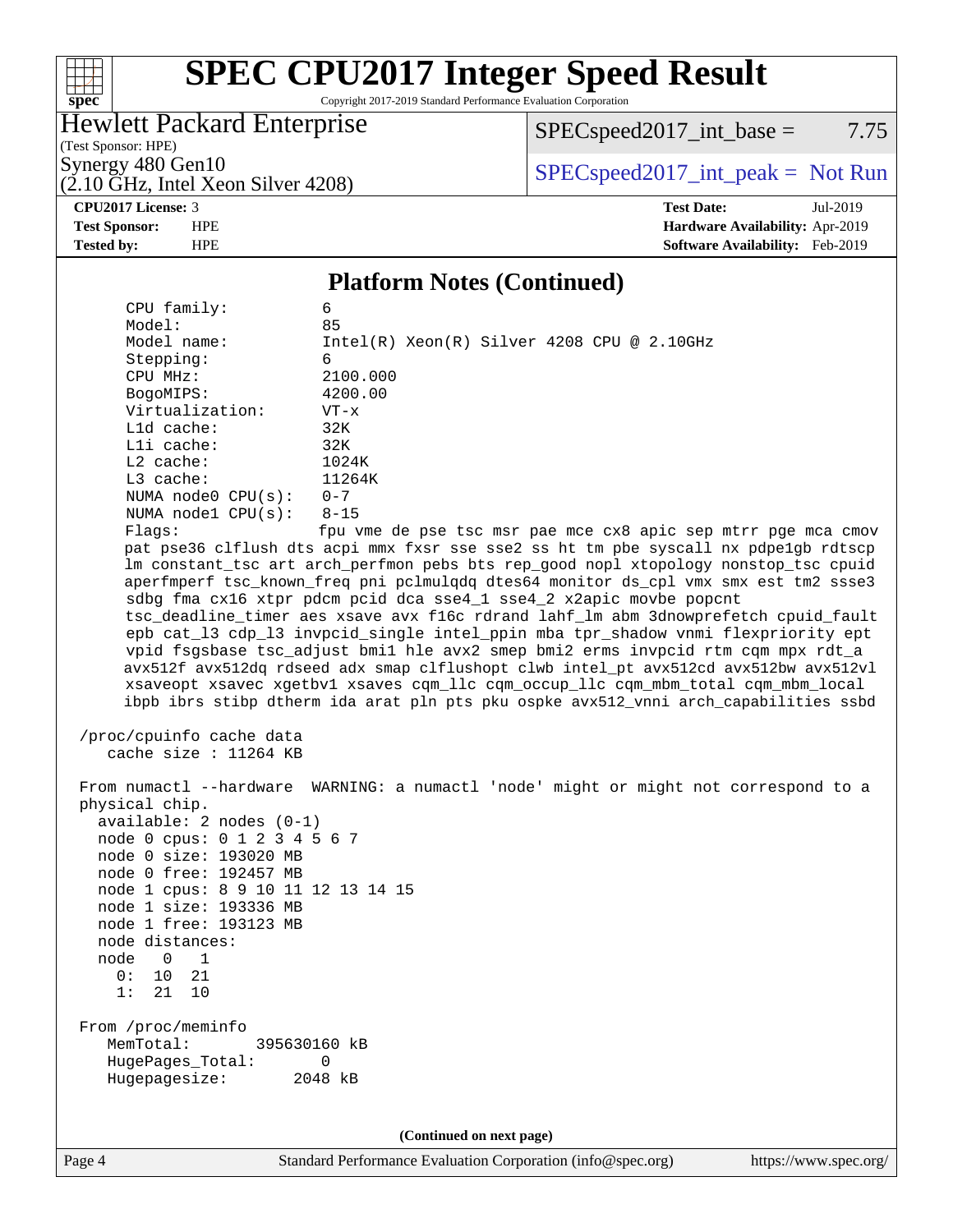# SPEC CPU2017 Integer Speed Result

Copyright 2017-2019 Standard Performance Evaluation Corporation

**Hewlett Packard Enterprise**
(Test Sponsor: HPE)

Synergy 480 Gen10
(2.10 GHz, Intel Xeon Silver 4208)

SPECspeed2017_int_base = 7.75

SPECspeed2017_int_peak = Not Run

**CPU2017 License:** 3
**Test Sponsor:** HPE
**Tested by:** HPE

**Test Date:** Jul-2019
**Hardware Availability:** Apr-2019
**Software Availability:** Feb-2019

## Platform Notes (Continued)

```
      CPU family:          6
      Model:               85
      Model name:          Intel(R) Xeon(R) Silver 4208 CPU @ 2.10GHz
      Stepping:            6
      CPU MHz:             2100.000
      BogoMIPS:            4200.00
      Virtualization:      VT-x
      L1d cache:           32K
      L1i cache:           32K
      L2 cache:            1024K
      L3 cache:            11264K
      NUMA node0 CPU(s):   0-7
      NUMA node1 CPU(s):   8-15
      Flags:               fpu vme de pse tsc msr pae mce cx8 apic sep mtrr pge mca cmov
      pat pse36 clflush dts acpi mmx fxsr sse sse2 ss ht tm pbe syscall nx pdpe1gb rdtscp
      lm constant_tsc art arch_perfmon pebs bts rep_good nopl xtopology nonstop_tsc cpuid
      aperfmperf tsc_known_freq pni pclmulqdq dtes64 monitor ds_cpl vmx smx est tm2 ssse3
      sdbg fma cx16 xtpr pdcm pcid dca sse4_1 sse4_2 x2apic movbe popcnt
      tsc_deadline_timer aes xsave avx f16c rdrand lahf_lm abm 3dnowprefetch cpuid_fault
      epb cat_l3 cdp_l3 invpcid_single intel_ppin mba tpr_shadow vnmi flexpriority ept
      vpid fsgsbase tsc_adjust bmi1 hle avx2 smep bmi2 erms invpcid rtm cqm mpx rdt_a
      avx512f avx512dq rdseed adx smap clflushopt clwb intel_pt avx512cd avx512bw avx512vl
      xsaveopt xsavec xgetbv1 xsaves cqm_llc cqm_occup_llc cqm_mbm_total cqm_mbm_local
      ibpb ibrs stibp dtherm ida arat pln pts pku ospke avx512_vnni arch_capabilities ssbd

  /proc/cpuinfo cache data
     cache size : 11264 KB

  From numactl --hardware  WARNING: a numactl 'node' might or might not correspond to a
  physical chip.
    available: 2 nodes (0-1)
    node 0 cpus: 0 1 2 3 4 5 6 7
    node 0 size: 193020 MB
    node 0 free: 192457 MB
    node 1 cpus: 8 9 10 11 12 13 14 15
    node 1 size: 193336 MB
    node 1 free: 193123 MB
    node distances:
    node   0   1
      0:  10  21
      1:  21  10

  From /proc/meminfo
     MemTotal:       395630160 kB
     HugePages_Total:       0
     Hugepagesize:       2048 kB
```

(Continued on next page)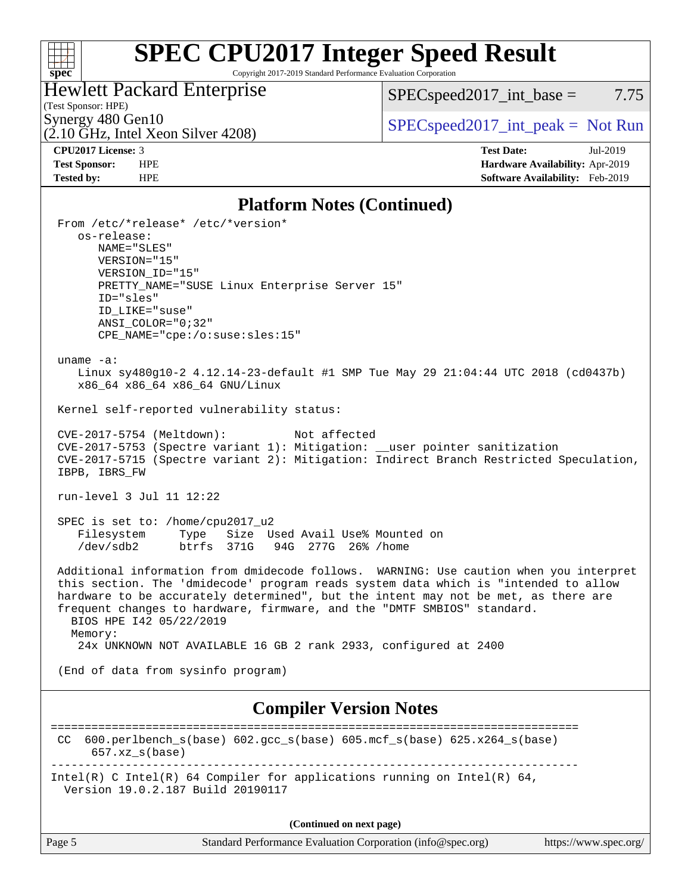## Platform Notes (Continued)

```
From /etc/*release* /etc/*version*
   os-release:
      NAME="SLES"
      VERSION="15"
      VERSION_ID="15"
      PRETTY_NAME="SUSE Linux Enterprise Server 15"
      ID="sles"
      ID_LIKE="suse"
      ANSI_COLOR="0;32"
      CPE_NAME="cpe:/o:suse:sles:15"

uname -a:
   Linux sy480g10-2 4.12.14-23-default #1 SMP Tue May 29 21:04:44 UTC 2018 (cd0437b)
   x86_64 x86_64 x86_64 GNU/Linux

Kernel self-reported vulnerability status:

CVE-2017-5754 (Meltdown):          Not affected
CVE-2017-5753 (Spectre variant 1): Mitigation: __user pointer sanitization
CVE-2017-5715 (Spectre variant 2): Mitigation: Indirect Branch Restricted Speculation,
IBPB, IBRS_FW

run-level 3 Jul 11 12:22

SPEC is set to: /home/cpu2017_u2
   Filesystem     Type   Size  Used Avail Use% Mounted on
   /dev/sdb2      btrfs  371G   94G  277G  26% /home

Additional information from dmidecode follows.  WARNING: Use caution when you interpret
this section. The 'dmidecode' program reads system data which is "intended to allow
hardware to be accurately determined", but the intent may not be met, as there are
frequent changes to hardware, firmware, and the "DMTF SMBIOS" standard.
  BIOS HPE I42 05/22/2019
  Memory:
   24x UNKNOWN NOT AVAILABLE 16 GB 2 rank 2933, configured at 2400

(End of data from sysinfo program)
```

## Compiler Version Notes

```
==============================================================================
 CC  600.perlbench_s(base) 602.gcc_s(base) 605.mcf_s(base) 625.x264_s(base)
      657.xz_s(base)
------------------------------------------------------------------------------
Intel(R) C Intel(R) 64 Compiler for applications running on Intel(R) 64,
  Version 19.0.2.187 Build 20190117
```

**(Continued on next page)**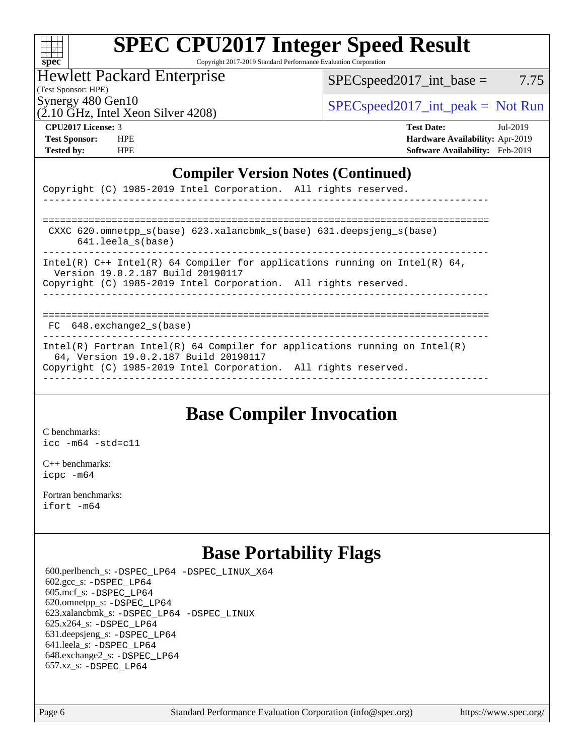# SPEC CPU2017 Integer Speed Result

Copyright 2017-2019 Standard Performance Evaluation Corporation

**Hewlett Packard Enterprise**
(Test Sponsor: HPE)
Synergy 480 Gen10
(2.10 GHz, Intel Xeon Silver 4208)

SPECspeed2017_int_base = 7.75

SPECspeed2017_int_peak = Not Run

| | | | |
|---|---|---|---|
| **CPU2017 License:** | 3 | **Test Date:** | Jul-2019 |
| **Test Sponsor:** | HPE | **Hardware Availability:** | Apr-2019 |
| **Tested by:** | HPE | **Software Availability:** | Feb-2019 |

## Compiler Version Notes (Continued)

```
Copyright (C) 1985-2019 Intel Corporation.  All rights reserved.
------------------------------------------------------------------------------

==============================================================================
 CXXC 620.omnetpp_s(base) 623.xalancbmk_s(base) 631.deepsjeng_s(base)
      641.leela_s(base)
------------------------------------------------------------------------------
Intel(R) C++ Intel(R) 64 Compiler for applications running on Intel(R) 64,
  Version 19.0.2.187 Build 20190117
Copyright (C) 1985-2019 Intel Corporation.  All rights reserved.
------------------------------------------------------------------------------

==============================================================================
 FC  648.exchange2_s(base)
------------------------------------------------------------------------------
Intel(R) Fortran Intel(R) 64 Compiler for applications running on Intel(R)
  64, Version 19.0.2.187 Build 20190117
Copyright (C) 1985-2019 Intel Corporation.  All rights reserved.
------------------------------------------------------------------------------
```

## Base Compiler Invocation

C benchmarks:
`icc -m64 -std=c11`

C++ benchmarks:
`icpc -m64`

Fortran benchmarks:
`ifort -m64`

## Base Portability Flags

600.perlbench_s: `-DSPEC_LP64 -DSPEC_LINUX_X64`
602.gcc_s: `-DSPEC_LP64`
605.mcf_s: `-DSPEC_LP64`
620.omnetpp_s: `-DSPEC_LP64`
623.xalancbmk_s: `-DSPEC_LP64 -DSPEC_LINUX`
625.x264_s: `-DSPEC_LP64`
631.deepsjeng_s: `-DSPEC_LP64`
641.leela_s: `-DSPEC_LP64`
648.exchange2_s: `-DSPEC_LP64`
657.xz_s: `-DSPEC_LP64`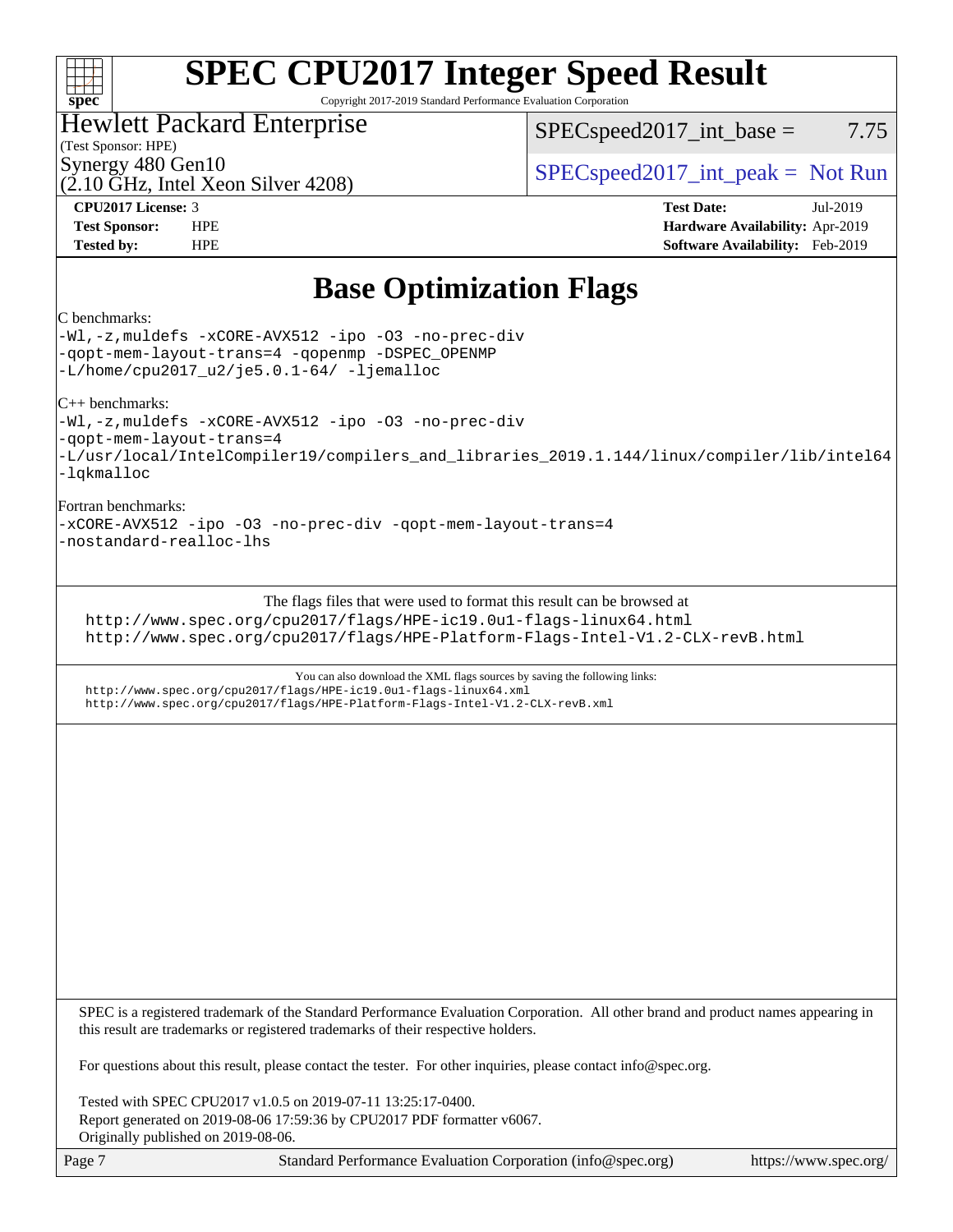# SPEC CPU2017 Integer Speed Result

Copyright 2017-2019 Standard Performance Evaluation Corporation

**Hewlett Packard Enterprise**
(Test Sponsor: HPE)
Synergy 480 Gen10
(2.10 GHz, Intel Xeon Silver 4208)

SPECspeed2017_int_base = 7.75

SPECspeed2017_int_peak = Not Run

**CPU2017 License:** 3
**Test Sponsor:** HPE
**Tested by:** HPE

**Test Date:** Jul-2019
**Hardware Availability:** Apr-2019
**Software Availability:** Feb-2019

## Base Optimization Flags

C benchmarks:

```
-Wl,-z,muldefs -xCORE-AVX512 -ipo -O3 -no-prec-div
-qopt-mem-layout-trans=4 -qopenmp -DSPEC_OPENMP
-L/home/cpu2017_u2/je5.0.1-64/ -ljemalloc
```

C++ benchmarks:

```
-Wl,-z,muldefs -xCORE-AVX512 -ipo -O3 -no-prec-div
-qopt-mem-layout-trans=4
-L/usr/local/IntelCompiler19/compilers_and_libraries_2019.1.144/linux/compiler/lib/intel64
-lqkmalloc
```

Fortran benchmarks:

```
-xCORE-AVX512 -ipo -O3 -no-prec-div -qopt-mem-layout-trans=4
-nostandard-realloc-lhs
```

The flags files that were used to format this result can be browsed at
http://www.spec.org/cpu2017/flags/HPE-ic19.0u1-flags-linux64.html
http://www.spec.org/cpu2017/flags/HPE-Platform-Flags-Intel-V1.2-CLX-revB.html

You can also download the XML flags sources by saving the following links:
http://www.spec.org/cpu2017/flags/HPE-ic19.0u1-flags-linux64.xml
http://www.spec.org/cpu2017/flags/HPE-Platform-Flags-Intel-V1.2-CLX-revB.xml

SPEC is a registered trademark of the Standard Performance Evaluation Corporation. All other brand and product names appearing in this result are trademarks or registered trademarks of their respective holders.

For questions about this result, please contact the tester. For other inquiries, please contact info@spec.org.

Tested with SPEC CPU2017 v1.0.5 on 2019-07-11 13:25:17-0400.
Report generated on 2019-08-06 17:59:36 by CPU2017 PDF formatter v6067.
Originally published on 2019-08-06.